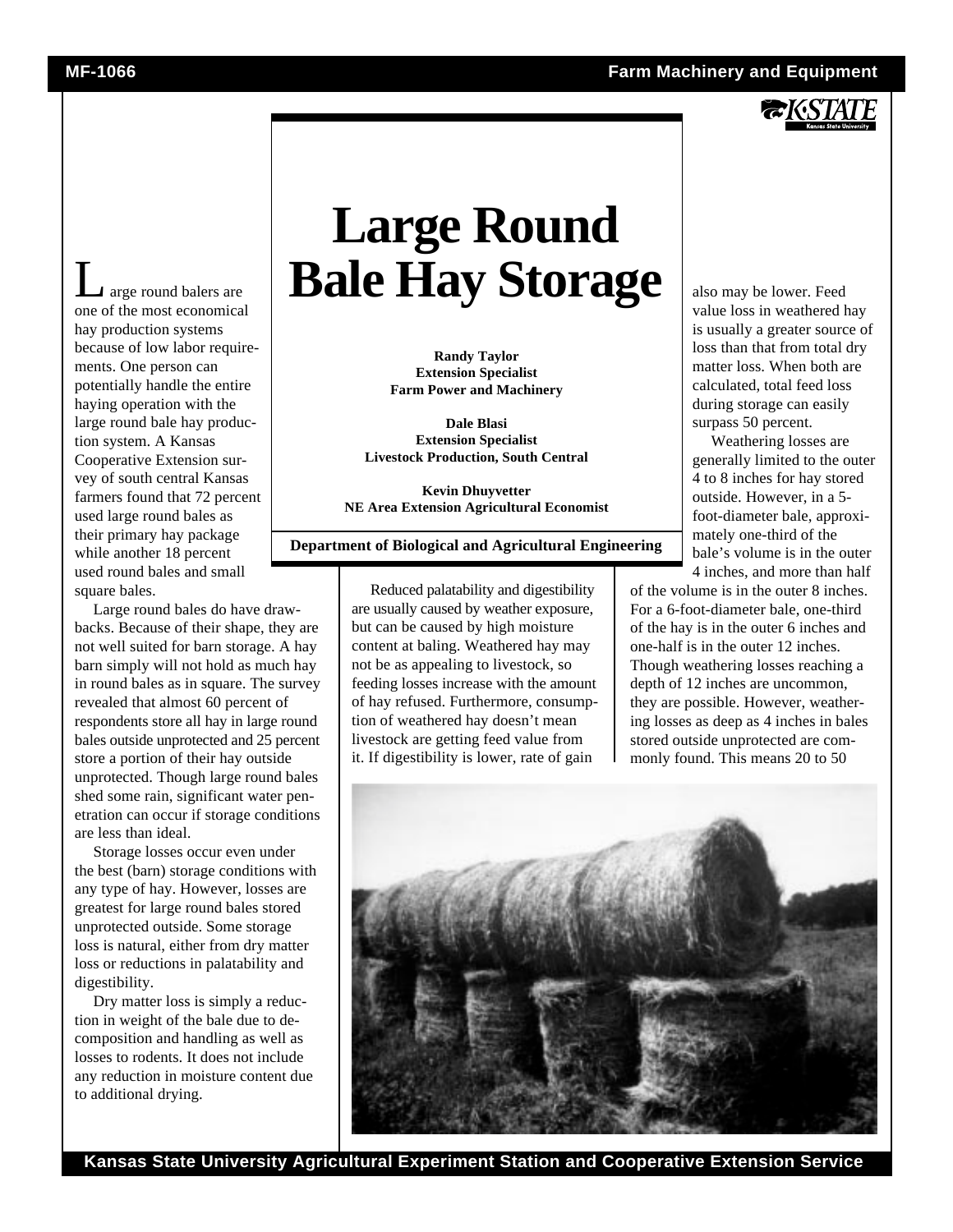# Large Round Bale Hay Storage

**Randy Taylor**
**Extension Specialist**
**Farm Power and Machinery**

**Dale Blasi**
**Extension Specialist**
**Livestock Production, South Central**

**Kevin Dhuyvetter**
**NE Area Extension Agricultural Economist**

**Department of Biological and Agricultural Engineering**

Large round balers are one of the most economical hay production systems because of low labor requirements. One person can potentially handle the entire haying operation with the large round bale hay production system. A Kansas Cooperative Extension survey of south central Kansas farmers found that 72 percent used large round bales as their primary hay package while another 18 percent used round bales and small square bales.

Large round bales do have drawbacks. Because of their shape, they are not well suited for barn storage. A hay barn simply will not hold as much hay in round bales as in square. The survey revealed that almost 60 percent of respondents store all hay in large round bales outside unprotected and 25 percent store a portion of their hay outside unprotected. Though large round bales shed some rain, significant water penetration can occur if storage conditions are less than ideal.

Storage losses occur even under the best (barn) storage conditions with any type of hay. However, losses are greatest for large round bales stored unprotected outside. Some storage loss is natural, either from dry matter loss or reductions in palatability and digestibility.

Dry matter loss is simply a reduction in weight of the bale due to decomposition and handling as well as losses to rodents. It does not include any reduction in moisture content due to additional drying.

Reduced palatability and digestibility are usually caused by weather exposure, but can be caused by high moisture content at baling. Weathered hay may not be as appealing to livestock, so feeding losses increase with the amount of hay refused. Furthermore, consumption of weathered hay doesn't mean livestock are getting feed value from it. If digestibility is lower, rate of gain also may be lower. Feed value loss in weathered hay is usually a greater source of loss than that from total dry matter loss. When both are calculated, total feed loss during storage can easily surpass 50 percent.

Weathering losses are generally limited to the outer 4 to 8 inches for hay stored outside. However, in a 5-foot-diameter bale, approximately one-third of the bale's volume is in the outer 4 inches, and more than half of the volume is in the outer 8 inches. For a 6-foot-diameter bale, one-third of the hay is in the outer 6 inches and one-half is in the outer 12 inches. Though weathering losses reaching a depth of 12 inches are uncommon, they are possible. However, weathering losses as deep as 4 inches in bales stored outside unprotected are commonly found. This means 20 to 50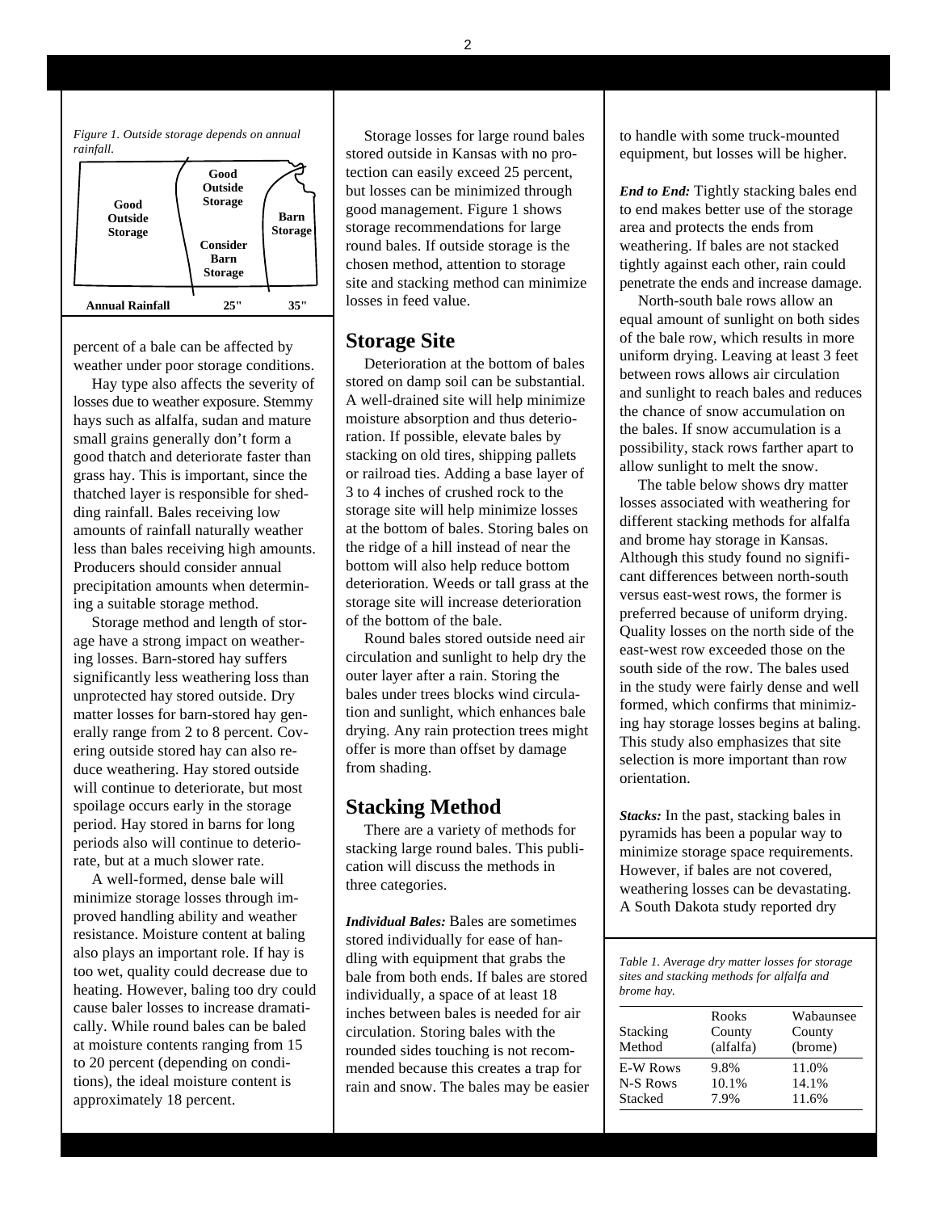*Figure 1. Outside storage depends on annual rainfall.*

| | | |
|---|---|---|
| **Good Outside Storage** | **Good Outside Storage** / **Consider Barn Storage** | **Barn Storage** |
| **Annual Rainfall** | **25"** | **35"** |

percent of a bale can be affected by weather under poor storage conditions.

Hay type also affects the severity of losses due to weather exposure. Stemmy hays such as alfalfa, sudan and mature small grains generally don't form a good thatch and deteriorate faster than grass hay. This is important, since the thatched layer is responsible for shedding rainfall. Bales receiving low amounts of rainfall naturally weather less than bales receiving high amounts. Producers should consider annual precipitation amounts when determining a suitable storage method.

Storage method and length of storage have a strong impact on weathering losses. Barn-stored hay suffers significantly less weathering loss than unprotected hay stored outside. Dry matter losses for barn-stored hay generally range from 2 to 8 percent. Covering outside stored hay can also reduce weathering. Hay stored outside will continue to deteriorate, but most spoilage occurs early in the storage period. Hay stored in barns for long periods also will continue to deteriorate, but at a much slower rate.

A well-formed, dense bale will minimize storage losses through improved handling ability and weather resistance. Moisture content at baling also plays an important role. If hay is too wet, quality could decrease due to heating. However, baling too dry could cause baler losses to increase dramatically. While round bales can be baled at moisture contents ranging from 15 to 20 percent (depending on conditions), the ideal moisture content is approximately 18 percent.

Storage losses for large round bales stored outside in Kansas with no protection can easily exceed 25 percent, but losses can be minimized through good management. Figure 1 shows storage recommendations for large round bales. If outside storage is the chosen method, attention to storage site and stacking method can minimize losses in feed value.

## Storage Site

Deterioration at the bottom of bales stored on damp soil can be substantial. A well-drained site will help minimize moisture absorption and thus deterioration. If possible, elevate bales by stacking on old tires, shipping pallets or railroad ties. Adding a base layer of 3 to 4 inches of crushed rock to the storage site will help minimize losses at the bottom of bales. Storing bales on the ridge of a hill instead of near the bottom will also help reduce bottom deterioration. Weeds or tall grass at the storage site will increase deterioration of the bottom of the bale.

Round bales stored outside need air circulation and sunlight to help dry the outer layer after a rain. Storing the bales under trees blocks wind circulation and sunlight, which enhances bale drying. Any rain protection trees might offer is more than offset by damage from shading.

## Stacking Method

There are a variety of methods for stacking large round bales. This publication will discuss the methods in three categories.

***Individual Bales:*** Bales are sometimes stored individually for ease of handling with equipment that grabs the bale from both ends. If bales are stored individually, a space of at least 18 inches between bales is needed for air circulation. Storing bales with the rounded sides touching is not recommended because this creates a trap for rain and snow. The bales may be easier to handle with some truck-mounted equipment, but losses will be higher.

***End to End:*** Tightly stacking bales end to end makes better use of the storage area and protects the ends from weathering. If bales are not stacked tightly against each other, rain could penetrate the ends and increase damage.

North-south bale rows allow an equal amount of sunlight on both sides of the bale row, which results in more uniform drying. Leaving at least 3 feet between rows allows air circulation and sunlight to reach bales and reduces the chance of snow accumulation on the bales. If snow accumulation is a possibility, stack rows farther apart to allow sunlight to melt the snow.

The table below shows dry matter losses associated with weathering for different stacking methods for alfalfa and brome hay storage in Kansas. Although this study found no significant differences between north-south versus east-west rows, the former is preferred because of uniform drying. Quality losses on the north side of the east-west row exceeded those on the south side of the row. The bales used in the study were fairly dense and well formed, which confirms that minimizing hay storage losses begins at baling. This study also emphasizes that site selection is more important than row orientation.

***Stacks:*** In the past, stacking bales in pyramids has been a popular way to minimize storage space requirements. However, if bales are not covered, weathering losses can be devastating. A South Dakota study reported dry

*Table 1. Average dry matter losses for storage sites and stacking methods for alfalfa and brome hay.*

| Stacking Method | Rooks County (alfalfa) | Wabaunsee County (brome) |
|---|---|---|
| E-W Rows | 9.8% | 11.0% |
| N-S Rows | 10.1% | 14.1% |
| Stacked | 7.9% | 11.6% |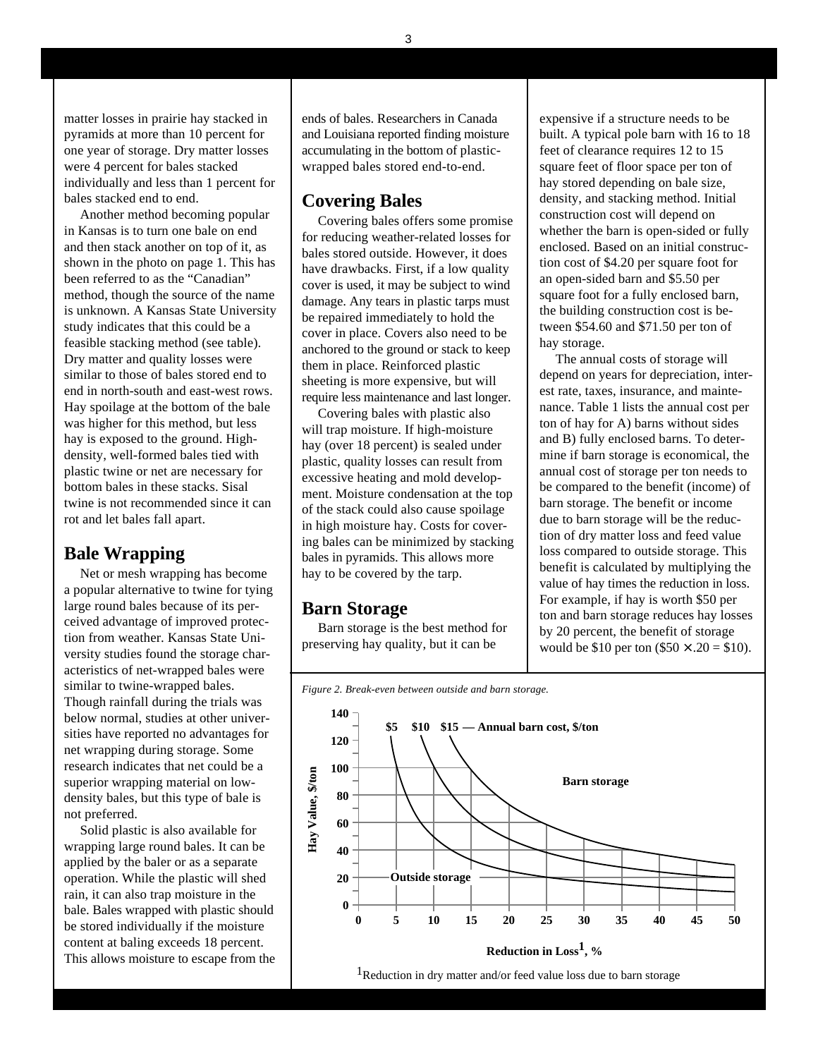matter losses in prairie hay stacked in pyramids at more than 10 percent for one year of storage. Dry matter losses were 4 percent for bales stacked individually and less than 1 percent for bales stacked end to end.

Another method becoming popular in Kansas is to turn one bale on end and then stack another on top of it, as shown in the photo on page 1. This has been referred to as the "Canadian" method, though the source of the name is unknown. A Kansas State University study indicates that this could be a feasible stacking method (see table). Dry matter and quality losses were similar to those of bales stored end to end in north-south and east-west rows. Hay spoilage at the bottom of the bale was higher for this method, but less hay is exposed to the ground. High-density, well-formed bales tied with plastic twine or net are necessary for bottom bales in these stacks. Sisal twine is not recommended since it can rot and let bales fall apart.

## Bale Wrapping

Net or mesh wrapping has become a popular alternative to twine for tying large round bales because of its perceived advantage of improved protection from weather. Kansas State University studies found the storage characteristics of net-wrapped bales were similar to twine-wrapped bales. Though rainfall during the trials was below normal, studies at other universities have reported no advantages for net wrapping during storage. Some research indicates that net could be a superior wrapping material on low-density bales, but this type of bale is not preferred.

Solid plastic is also available for wrapping large round bales. It can be applied by the baler or as a separate operation. While the plastic will shed rain, it can also trap moisture in the bale. Bales wrapped with plastic should be stored individually if the moisture content at baling exceeds 18 percent. This allows moisture to escape from the ends of bales. Researchers in Canada and Louisiana reported finding moisture accumulating in the bottom of plastic-wrapped bales stored end-to-end.

## Covering Bales

Covering bales offers some promise for reducing weather-related losses for bales stored outside. However, it does have drawbacks. First, if a low quality cover is used, it may be subject to wind damage. Any tears in plastic tarps must be repaired immediately to hold the cover in place. Covers also need to be anchored to the ground or stack to keep them in place. Reinforced plastic sheeting is more expensive, but will require less maintenance and last longer.

Covering bales with plastic also will trap moisture. If high-moisture hay (over 18 percent) is sealed under plastic, quality losses can result from excessive heating and mold development. Moisture condensation at the top of the stack could also cause spoilage in high moisture hay. Costs for covering bales can be minimized by stacking bales in pyramids. This allows more hay to be covered by the tarp.

## Barn Storage

Barn storage is the best method for preserving hay quality, but it can be expensive if a structure needs to be built. A typical pole barn with 16 to 18 feet of clearance requires 12 to 15 square feet of floor space per ton of hay stored depending on bale size, density, and stacking method. Initial construction cost will depend on whether the barn is open-sided or fully enclosed. Based on an initial construction cost of \$4.20 per square foot for an open-sided barn and \$5.50 per square foot for a fully enclosed barn, the building construction cost is between \$54.60 and \$71.50 per ton of hay storage.

The annual costs of storage will depend on years for depreciation, interest rate, taxes, insurance, and maintenance. Table 1 lists the annual cost per ton of hay for A) barns without sides and B) fully enclosed barns. To determine if barn storage is economical, the annual cost of storage per ton needs to be compared to the benefit (income) of barn storage. The benefit or income due to barn storage will be the reduction of dry matter loss and feed value loss compared to outside storage. This benefit is calculated by multiplying the value of hay times the reduction in loss. For example, if hay is worth \$50 per ton and barn storage reduces hay losses by 20 percent, the benefit of storage would be \$10 per ton (\$50 × .20 = \$10).

*Figure 2. Break-even between outside and barn storage.*

Hay Value, \$/ton (0–140) vs. Reduction in Loss[1], % (0–50). Curves: \$5, \$10, \$15 — Annual barn cost, \$/ton. Regions: Barn storage (above curves); Outside storage (below curves).

[1]Reduction in dry matter and/or feed value loss due to barn storage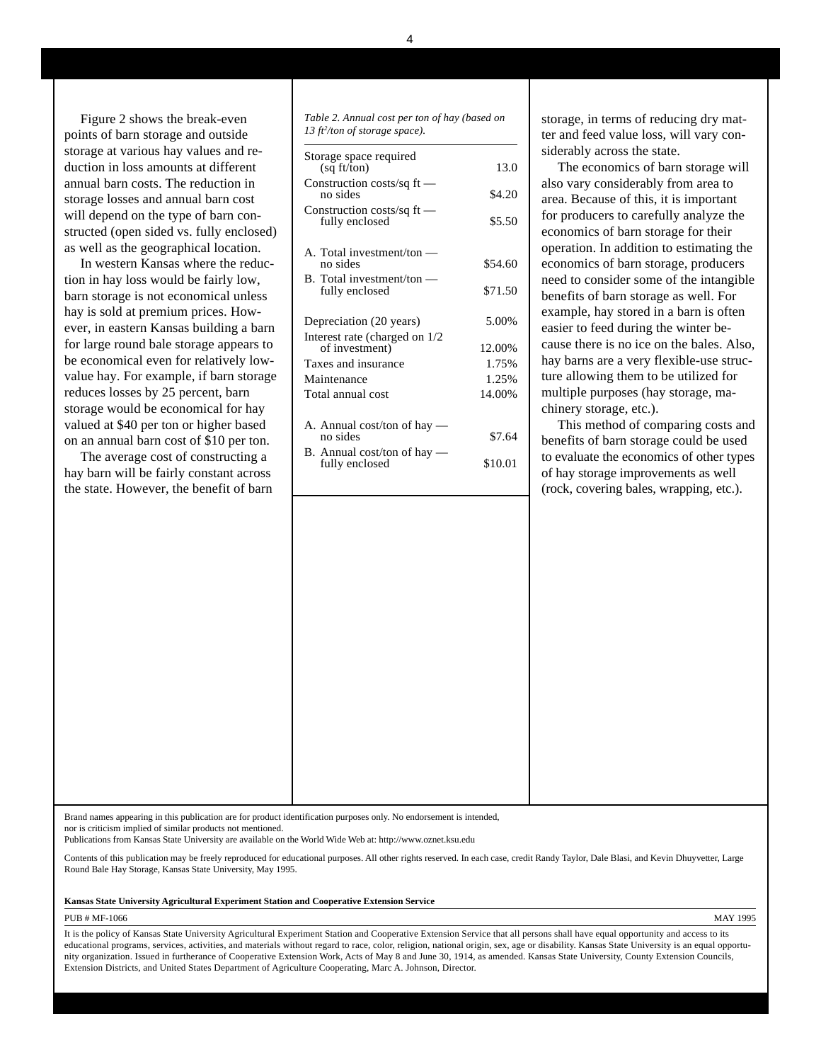Figure 2 shows the break-even points of barn storage and outside storage at various hay values and reduction in loss amounts at different annual barn costs. The reduction in storage losses and annual barn cost will depend on the type of barn constructed (open sided vs. fully enclosed) as well as the geographical location.

In western Kansas where the reduction in hay loss would be fairly low, barn storage is not economical unless hay is sold at premium prices. However, in eastern Kansas building a barn for large round bale storage appears to be economical even for relatively low-value hay. For example, if barn storage reduces losses by 25 percent, barn storage would be economical for hay valued at $40 per ton or higher based on an annual barn cost of $10 per ton.

The average cost of constructing a hay barn will be fairly constant across the state. However, the benefit of barn storage, in terms of reducing dry matter and feed value loss, will vary considerably across the state.

*Table 2. Annual cost per ton of hay (based on 13 ft²/ton of storage space).*

| | |
|---|---|
| Storage space required (sq ft/ton) | 13.0 |
| Construction costs/sq ft — no sides | $4.20 |
| Construction costs/sq ft — fully enclosed | $5.50 |
| A. Total investment/ton — no sides | $54.60 |
| B. Total investment/ton — fully enclosed | $71.50 |
| Depreciation (20 years) | 5.00% |
| Interest rate (charged on 1/2 of investment) | 12.00% |
| Taxes and insurance | 1.75% |
| Maintenance | 1.25% |
| Total annual cost | 14.00% |
| A. Annual cost/ton of hay — no sides | $7.64 |
| B. Annual cost/ton of hay — fully enclosed | $10.01 |

The economics of barn storage will also vary considerably from area to area. Because of this, it is important for producers to carefully analyze the economics of barn storage for their operation. In addition to estimating the economics of barn storage, producers need to consider some of the intangible benefits of barn storage as well. For example, hay stored in a barn is often easier to feed during the winter because there is no ice on the bales. Also, hay barns are a very flexible-use structure allowing them to be utilized for multiple purposes (hay storage, machinery storage, etc.).

This method of comparing costs and benefits of barn storage could be used to evaluate the economics of other types of hay storage improvements as well (rock, covering bales, wrapping, etc.).

Brand names appearing in this publication are for product identification purposes only. No endorsement is intended, nor is criticism implied of similar products not mentioned.

Publications from Kansas State University are available on the World Wide Web at: http://www.oznet.ksu.edu

Contents of this publication may be freely reproduced for educational purposes. All other rights reserved. In each case, credit Randy Taylor, Dale Blasi, and Kevin Dhuyvetter, Large Round Bale Hay Storage, Kansas State University, May 1995.

**Kansas State University Agricultural Experiment Station and Cooperative Extension Service**

PUB # MF-1066 MAY 1995

It is the policy of Kansas State University Agricultural Experiment Station and Cooperative Extension Service that all persons shall have equal opportunity and access to its educational programs, services, activities, and materials without regard to race, color, religion, national origin, sex, age or disability. Kansas State University is an equal opportunity organization. Issued in furtherance of Cooperative Extension Work, Acts of May 8 and June 30, 1914, as amended. Kansas State University, County Extension Councils, Extension Districts, and United States Department of Agriculture Cooperating, Marc A. Johnson, Director.